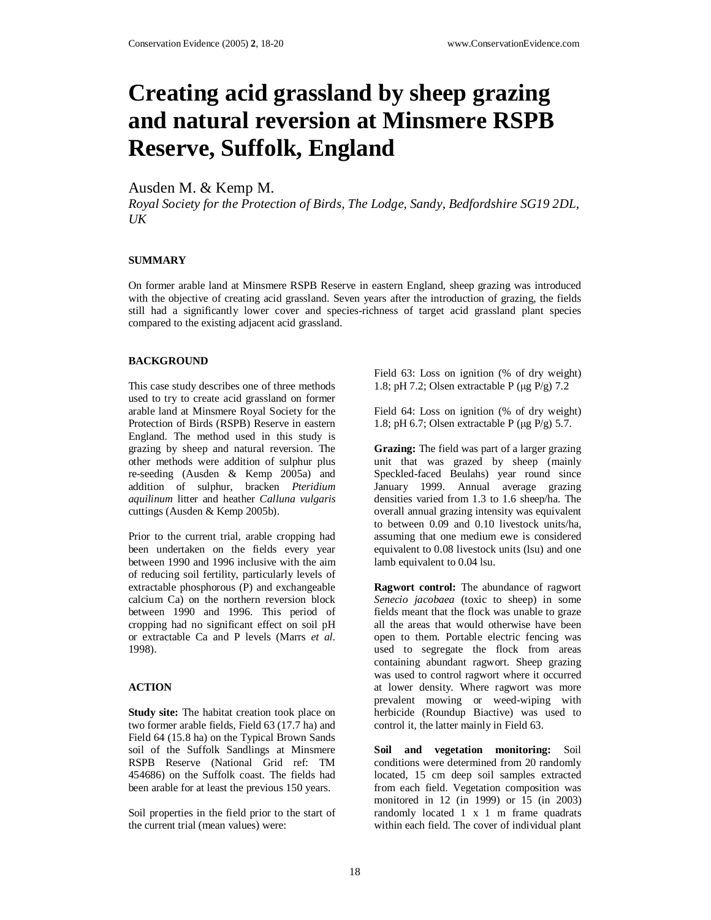# Creating acid grassland by sheep grazing and natural reversion at Minsmere RSPB Reserve, Suffolk, England

Ausden M. & Kemp M.

*Royal Society for the Protection of Birds, The Lodge, Sandy, Bedfordshire SG19 2DL, UK*

## SUMMARY

On former arable land at Minsmere RSPB Reserve in eastern England, sheep grazing was introduced with the objective of creating acid grassland. Seven years after the introduction of grazing, the fields still had a significantly lower cover and species-richness of target acid grassland plant species compared to the existing adjacent acid grassland.

## BACKGROUND

This case study describes one of three methods used to try to create acid grassland on former arable land at Minsmere Royal Society for the Protection of Birds (RSPB) Reserve in eastern England. The method used in this study is grazing by sheep and natural reversion. The other methods were addition of sulphur plus re-seeding (Ausden & Kemp 2005a) and addition of sulphur, bracken *Pteridium aquilinum* litter and heather *Calluna vulgaris* cuttings (Ausden & Kemp 2005b).

Prior to the current trial, arable cropping had been undertaken on the fields every year between 1990 and 1996 inclusive with the aim of reducing soil fertility, particularly levels of extractable phosphorous (P) and exchangeable calcium Ca) on the northern reversion block between 1990 and 1996. This period of cropping had no significant effect on soil pH or extractable Ca and P levels (Marrs *et al*. 1998).

## ACTION

**Study site:** The habitat creation took place on two former arable fields, Field 63 (17.7 ha) and Field 64 (15.8 ha) on the Typical Brown Sands soil of the Suffolk Sandlings at Minsmere RSPB Reserve (National Grid ref: TM 454686) on the Suffolk coast. The fields had been arable for at least the previous 150 years.

Soil properties in the field prior to the start of the current trial (mean values) were:

Field 63: Loss on ignition (% of dry weight) 1.8; pH 7.2; Olsen extractable P (μg P/g) 7.2

Field 64: Loss on ignition (% of dry weight) 1.8; pH 6.7; Olsen extractable P (μg P/g) 5.7.

**Grazing:** The field was part of a larger grazing unit that was grazed by sheep (mainly Speckled-faced Beulahs) year round since January 1999. Annual average grazing densities varied from 1.3 to 1.6 sheep/ha. The overall annual grazing intensity was equivalent to between 0.09 and 0.10 livestock units/ha, assuming that one medium ewe is considered equivalent to 0.08 livestock units (lsu) and one lamb equivalent to 0.04 lsu.

**Ragwort control:** The abundance of ragwort *Senecio jacobaea* (toxic to sheep) in some fields meant that the flock was unable to graze all the areas that would otherwise have been open to them. Portable electric fencing was used to segregate the flock from areas containing abundant ragwort. Sheep grazing was used to control ragwort where it occurred at lower density. Where ragwort was more prevalent mowing or weed-wiping with herbicide (Roundup Biactive) was used to control it, the latter mainly in Field 63.

**Soil and vegetation monitoring:** Soil conditions were determined from 20 randomly located, 15 cm deep soil samples extracted from each field. Vegetation composition was monitored in 12 (in 1999) or 15 (in 2003) randomly located 1 x 1 m frame quadrats within each field. The cover of individual plant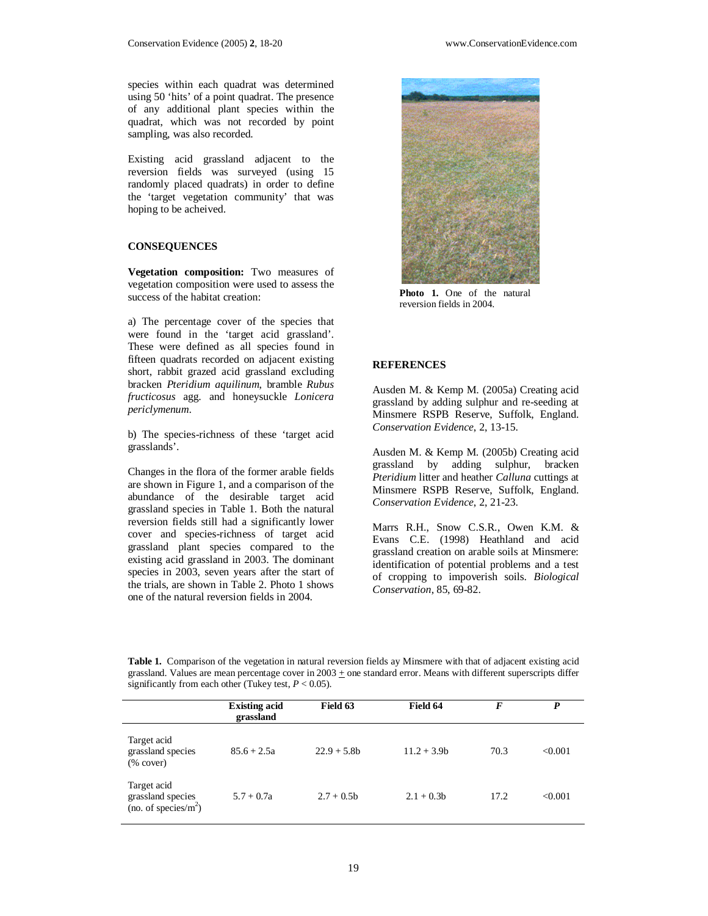species within each quadrat was determined using 50 'hits' of a point quadrat. The presence of any additional plant species within the quadrat, which was not recorded by point sampling, was also recorded.

Existing acid grassland adjacent to the reversion fields was surveyed (using 15 randomly placed quadrats) in order to define the 'target vegetation community' that was hoping to be acheived.

## CONSEQUENCES

**Vegetation composition:** Two measures of vegetation composition were used to assess the success of the habitat creation:

a) The percentage cover of the species that were found in the 'target acid grassland'. These were defined as all species found in fifteen quadrats recorded on adjacent existing short, rabbit grazed acid grassland excluding bracken *Pteridium aquilinum*, bramble *Rubus fructicosus* agg. and honeysuckle *Lonicera periclymenum*.

b) The species-richness of these 'target acid grasslands'.

Changes in the flora of the former arable fields are shown in Figure 1, and a comparison of the abundance of the desirable target acid grassland species in Table 1. Both the natural reversion fields still had a significantly lower cover and species-richness of target acid grassland plant species compared to the existing acid grassland in 2003. The dominant species in 2003, seven years after the start of the trials, are shown in Table 2. Photo 1 shows one of the natural reversion fields in 2004.

**Photo 1.** One of the natural reversion fields in 2004.

## REFERENCES

Ausden M. & Kemp M. (2005a) Creating acid grassland by adding sulphur and re-seeding at Minsmere RSPB Reserve, Suffolk, England. *Conservation Evidence*, 2, 13-15.

Ausden M. & Kemp M. (2005b) Creating acid grassland by adding sulphur, bracken *Pteridium* litter and heather *Calluna* cuttings at Minsmere RSPB Reserve, Suffolk, England. *Conservation Evidence*, 2, 21-23.

Marrs R.H., Snow C.S.R., Owen K.M. & Evans C.E. (1998) Heathland and acid grassland creation on arable soils at Minsmere: identification of potential problems and a test of cropping to impoverish soils. *Biological Conservation*, 85, 69-82.

**Table 1.** Comparison of the vegetation in natural reversion fields ay Minsmere with that of adjacent existing acid grassland. Values are mean percentage cover in 2003 ± one standard error. Means with different superscripts differ significantly from each other (Tukey test, $P < 0.05$).

| | Existing acid grassland | Field 63 | Field 64 | $F$ | $P$ |
|---|---|---|---|---|---|
| Target acid grassland species (% cover) | 85.6 + 2.5a | 22.9 + 5.8b | 11.2 + 3.9b | 70.3 | <0.001 |
| Target acid grassland species (no. of species/m$^2$) | 5.7 + 0.7a | 2.7 + 0.5b | 2.1 + 0.3b | 17.2 | <0.001 |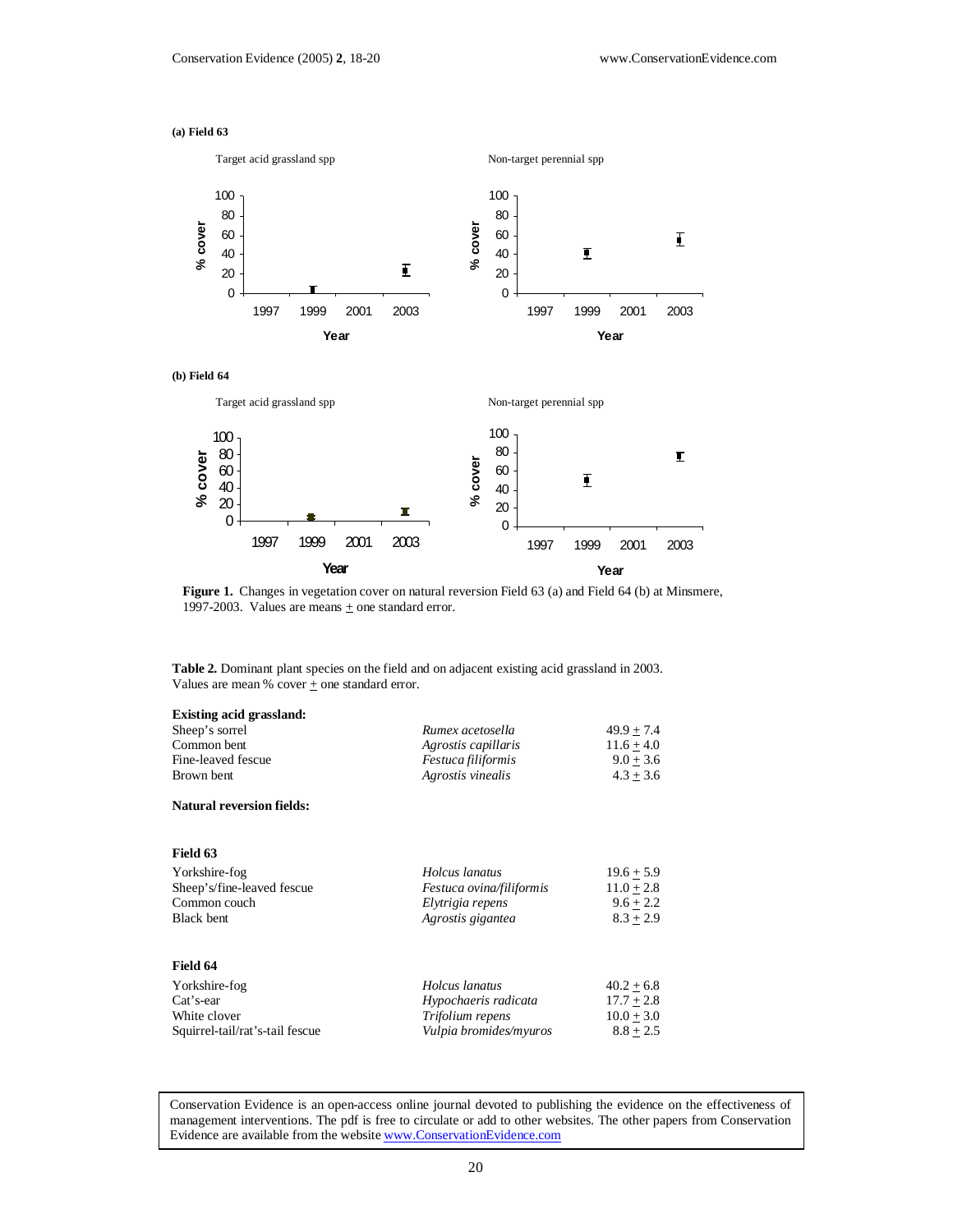**(a) Field 63**

Target acid grassland spp

% cover

100
80
60
40
20
0

1997 1999 2001 2003

Year

Non-target perennial spp

% cover

100
80
60
40
20
0

1997 1999 2001 2003

Year

**(b) Field 64**

Target acid grassland spp

% cover

100
80
60
40
20
0

1997 1999 2001 2003

Year

Non-target perennial spp

% cover

100
80
60
40
20
0

1997 1999 2001 2003

Year

**Figure 1.** Changes in vegetation cover on natural reversion Field 63 (a) and Field 64 (b) at Minsmere, 1997-2003. Values are means ± one standard error.

**Table 2.** Dominant plant species on the field and on adjacent existing acid grassland in 2003. Values are mean % cover ± one standard error.

| | | |
|---|---|---|
| **Existing acid grassland:** | | |
| Sheep's sorrel | *Rumex acetosella* | 49.9 ± 7.4 |
| Common bent | *Agrostis capillaris* | 11.6 ± 4.0 |
| Fine-leaved fescue | *Festuca filiformis* | 9.0 ± 3.6 |
| Brown bent | *Agrostis vinealis* | 4.3 ± 3.6 |
| **Natural reversion fields:** | | |
| **Field 63** | | |
| Yorkshire-fog | *Holcus lanatus* | 19.6 ± 5.9 |
| Sheep's/fine-leaved fescue | *Festuca ovina/filiformis* | 11.0 ± 2.8 |
| Common couch | *Elytrigia repens* | 9.6 ± 2.2 |
| Black bent | *Agrostis gigantea* | 8.3 ± 2.9 |
| **Field 64** | | |
| Yorkshire-fog | *Holcus lanatus* | 40.2 ± 6.8 |
| Cat's-ear | *Hypochaeris radicata* | 17.7 ± 2.8 |
| White clover | *Trifolium repens* | 10.0 ± 3.0 |
| Squirrel-tail/rat's-tail fescue | *Vulpia bromides/myuros* | 8.8 ± 2.5 |

Conservation Evidence is an open-access online journal devoted to publishing the evidence on the effectiveness of management interventions. The pdf is free to circulate or add to other websites. The other papers from Conservation Evidence are available from the website www.ConservationEvidence.com